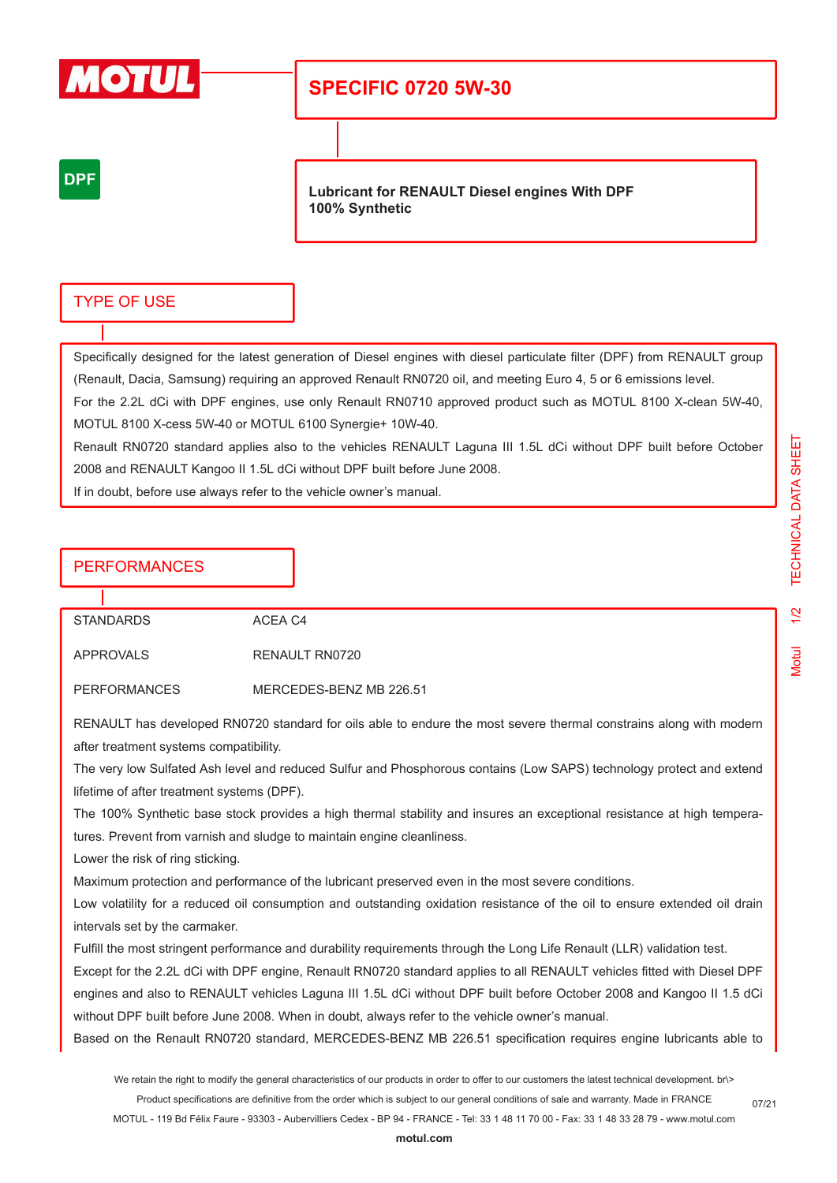# SPECIFIC 0720 5W-30

DPF

**Lubricant for RENAULT Diesel engines With DPF**
**100% Synthetic**

## TYPE OF USE

Specifically designed for the latest generation of Diesel engines with diesel particulate filter (DPF) from RENAULT group (Renault, Dacia, Samsung) requiring an approved Renault RN0720 oil, and meeting Euro 4, 5 or 6 emissions level.
For the 2.2L dCi with DPF engines, use only Renault RN0710 approved product such as MOTUL 8100 X-clean 5W-40, MOTUL 8100 X-cess 5W-40 or MOTUL 6100 Synergie+ 10W-40.
Renault RN0720 standard applies also to the vehicles RENAULT Laguna III 1.5L dCi without DPF built before October 2008 and RENAULT Kangoo II 1.5L dCi without DPF built before June 2008.
If in doubt, before use always refer to the vehicle owner's manual.

## PERFORMANCES

| | |
|---|---|
| STANDARDS | ACEA C4 |
| APPROVALS | RENAULT RN0720 |
| PERFORMANCES | MERCEDES-BENZ MB 226.51 |

RENAULT has developed RN0720 standard for oils able to endure the most severe thermal constrains along with modern after treatment systems compatibility.
The very low Sulfated Ash level and reduced Sulfur and Phosphorous contains (Low SAPS) technology protect and extend lifetime of after treatment systems (DPF).
The 100% Synthetic base stock provides a high thermal stability and insures an exceptional resistance at high temperatures. Prevent from varnish and sludge to maintain engine cleanliness.
Lower the risk of ring sticking.
Maximum protection and performance of the lubricant preserved even in the most severe conditions.
Low volatility for a reduced oil consumption and outstanding oxidation resistance of the oil to ensure extended oil drain intervals set by the carmaker.
Fulfill the most stringent performance and durability requirements through the Long Life Renault (LLR) validation test.
Except for the 2.2L dCi with DPF engine, Renault RN0720 standard applies to all RENAULT vehicles fitted with Diesel DPF engines and also to RENAULT vehicles Laguna III 1.5L dCi without DPF built before October 2008 and Kangoo II 1.5 dCi without DPF built before June 2008. When in doubt, always refer to the vehicle owner's manual.
Based on the Renault RN0720 standard, MERCEDES-BENZ MB 226.51 specification requires engine lubricants able to

We retain the right to modify the general characteristics of our products in order to offer to our customers the latest technical development. br\>
Product specifications are definitive from the order which is subject to our general conditions of sale and warranty. Made in FRANCE
MOTUL - 119 Bd Félix Faure - 93303 - Aubervilliers Cedex - BP 94 - FRANCE - Tel: 33 1 48 11 70 00 - Fax: 33 1 48 33 28 79 - www.motul.com
**motul.com**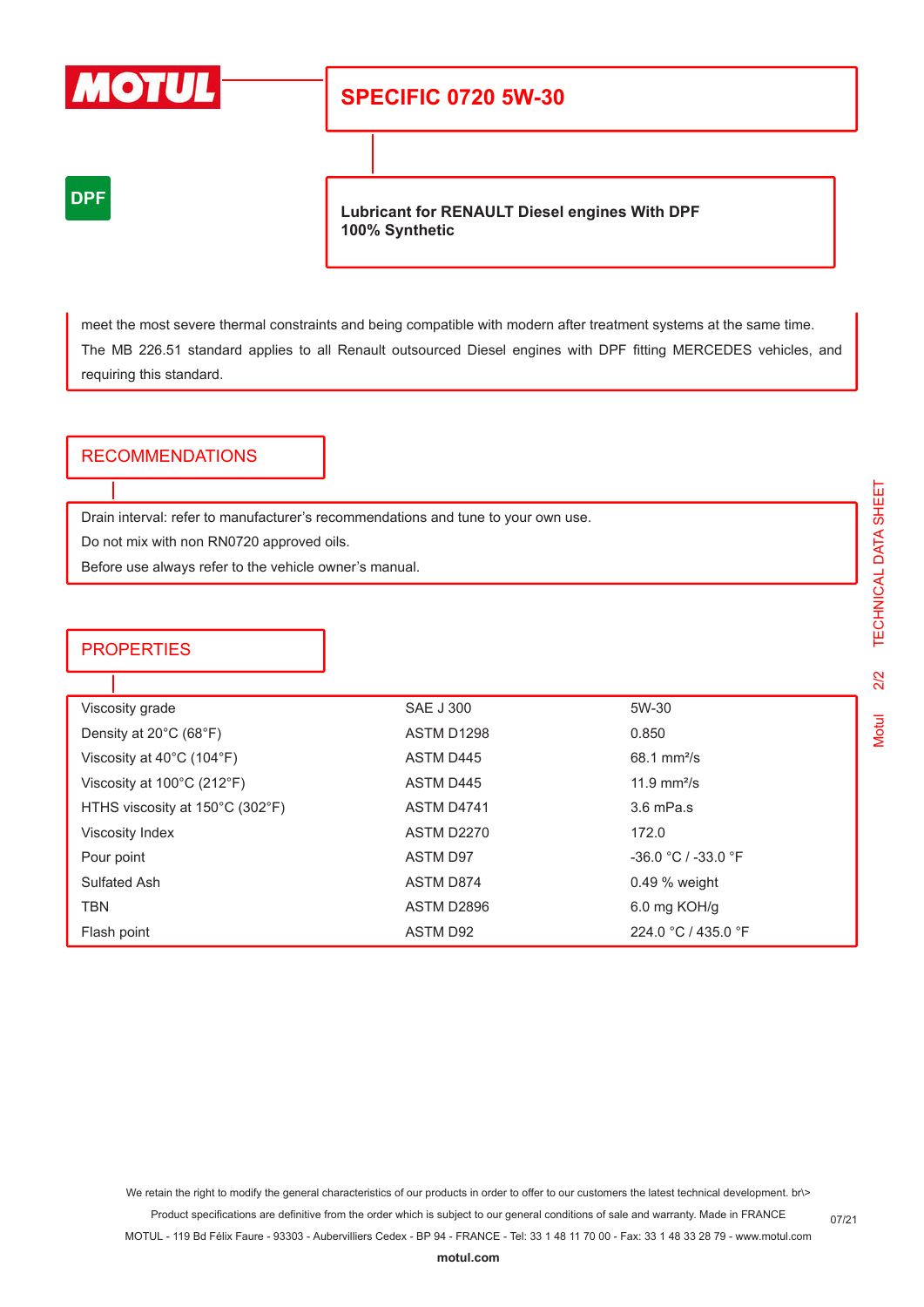# SPECIFIC 0720 5W-30

DPF

**Lubricant for RENAULT Diesel engines With DPF**
**100% Synthetic**

meet the most severe thermal constraints and being compatible with modern after treatment systems at the same time.

The MB 226.51 standard applies to all Renault outsourced Diesel engines with DPF fitting MERCEDES vehicles, and requiring this standard.

## RECOMMENDATIONS

Drain interval: refer to manufacturer's recommendations and tune to your own use.

Do not mix with non RN0720 approved oils.

Before use always refer to the vehicle owner's manual.

## PROPERTIES

| | | |
|---|---|---|
| Viscosity grade | SAE J 300 | 5W-30 |
| Density at 20°C (68°F) | ASTM D1298 | 0.850 |
| Viscosity at 40°C (104°F) | ASTM D445 | 68.1 mm²/s |
| Viscosity at 100°C (212°F) | ASTM D445 | 11.9 mm²/s |
| HTHS viscosity at 150°C (302°F) | ASTM D4741 | 3.6 mPa.s |
| Viscosity Index | ASTM D2270 | 172.0 |
| Pour point | ASTM D97 | -36.0 °C / -33.0 °F |
| Sulfated Ash | ASTM D874 | 0.49 % weight |
| TBN | ASTM D2896 | 6.0 mg KOH/g |
| Flash point | ASTM D92 | 224.0 °C / 435.0 °F |

We retain the right to modify the general characteristics of our products in order to offer to our customers the latest technical development. br\>
Product specifications are definitive from the order which is subject to our general conditions of sale and warranty. Made in FRANCE
MOTUL - 119 Bd Félix Faure - 93303 - Aubervilliers Cedex - BP 94 - FRANCE - Tel: 33 1 48 11 70 00 - Fax: 33 1 48 33 28 79 - www.motul.com

07/21